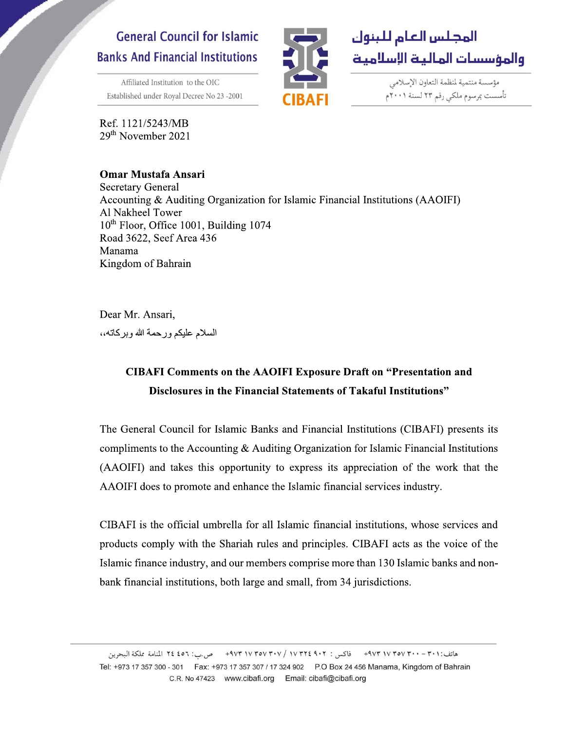General Council for Islamic Banks And Financial Institutions

Affiliated Institution to the OIC
Established under Royal Decree No 23 -2001

CIBAFI

المجلس العام للبنوك والمؤسسات المالية الإسلامية

مؤسسة منتمية لمنظمة التعاون الإسلامي
تأسست بمرسوم ملكي رقم ٢٣ لسنة ٢٠٠١م

Ref. 1121/5243/MB
29th November 2021

**Omar Mustafa Ansari**
Secretary General
Accounting & Auditing Organization for Islamic Financial Institutions (AAOIFI)
Al Nakheel Tower
10th Floor, Office 1001, Building 1074
Road 3622, Seef Area 436
Manama
Kingdom of Bahrain

Dear Mr. Ansari,

السلام عليكم ورحمة الله وبركاته،،

**CIBAFI Comments on the AAOIFI Exposure Draft on "Presentation and Disclosures in the Financial Statements of Takaful Institutions"**

The General Council for Islamic Banks and Financial Institutions (CIBAFI) presents its compliments to the Accounting & Auditing Organization for Islamic Financial Institutions (AAOIFI) and takes this opportunity to express its appreciation of the work that the AAOIFI does to promote and enhance the Islamic financial services industry.

CIBAFI is the official umbrella for all Islamic financial institutions, whose services and products comply with the Shariah rules and principles. CIBAFI acts as the voice of the Islamic finance industry, and our members comprise more than 130 Islamic banks and non-bank financial institutions, both large and small, from 34 jurisdictions.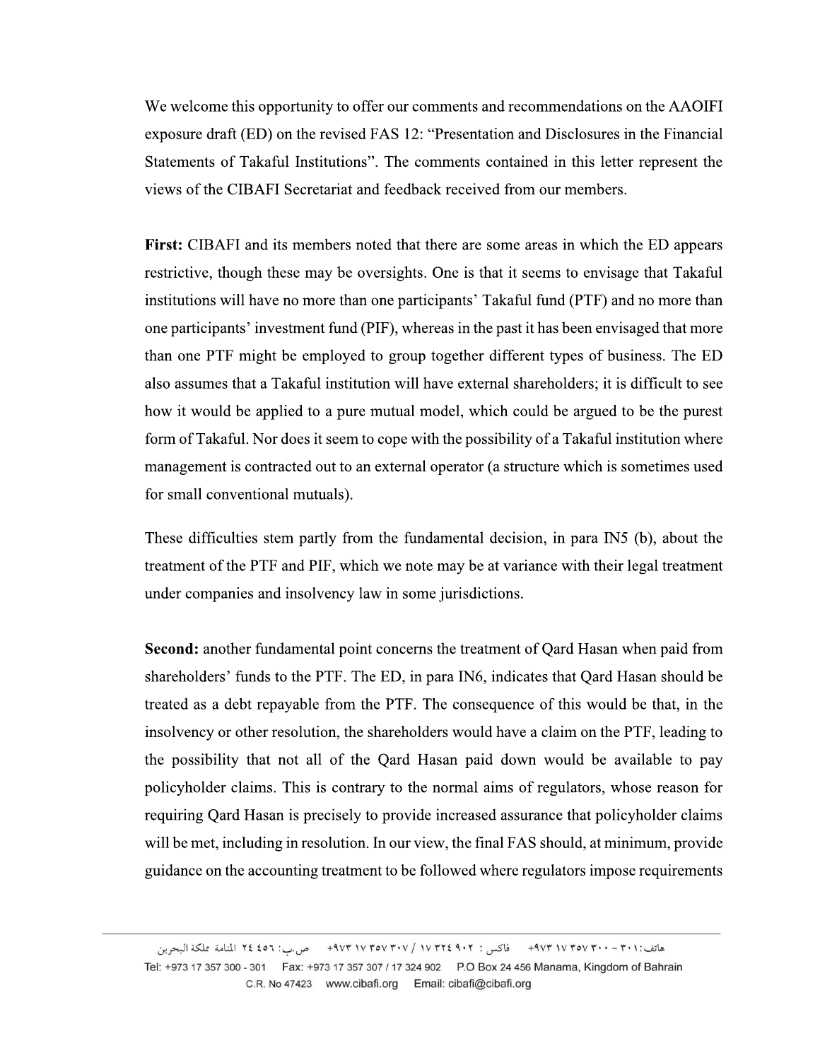We welcome this opportunity to offer our comments and recommendations on the AAOIFI exposure draft (ED) on the revised FAS 12: "Presentation and Disclosures in the Financial Statements of Takaful Institutions". The comments contained in this letter represent the views of the CIBAFI Secretariat and feedback received from our members.

**First:** CIBAFI and its members noted that there are some areas in which the ED appears restrictive, though these may be oversights. One is that it seems to envisage that Takaful institutions will have no more than one participants' Takaful fund (PTF) and no more than one participants' investment fund (PIF), whereas in the past it has been envisaged that more than one PTF might be employed to group together different types of business. The ED also assumes that a Takaful institution will have external shareholders; it is difficult to see how it would be applied to a pure mutual model, which could be argued to be the purest form of Takaful. Nor does it seem to cope with the possibility of a Takaful institution where management is contracted out to an external operator (a structure which is sometimes used for small conventional mutuals).

These difficulties stem partly from the fundamental decision, in para IN5 (b), about the treatment of the PTF and PIF, which we note may be at variance with their legal treatment under companies and insolvency law in some jurisdictions.

**Second:** another fundamental point concerns the treatment of Qard Hasan when paid from shareholders' funds to the PTF. The ED, in para IN6, indicates that Qard Hasan should be treated as a debt repayable from the PTF. The consequence of this would be that, in the insolvency or other resolution, the shareholders would have a claim on the PTF, leading to the possibility that not all of the Qard Hasan paid down would be available to pay policyholder claims. This is contrary to the normal aims of regulators, whose reason for requiring Qard Hasan is precisely to provide increased assurance that policyholder claims will be met, including in resolution. In our view, the final FAS should, at minimum, provide guidance on the accounting treatment to be followed where regulators impose requirements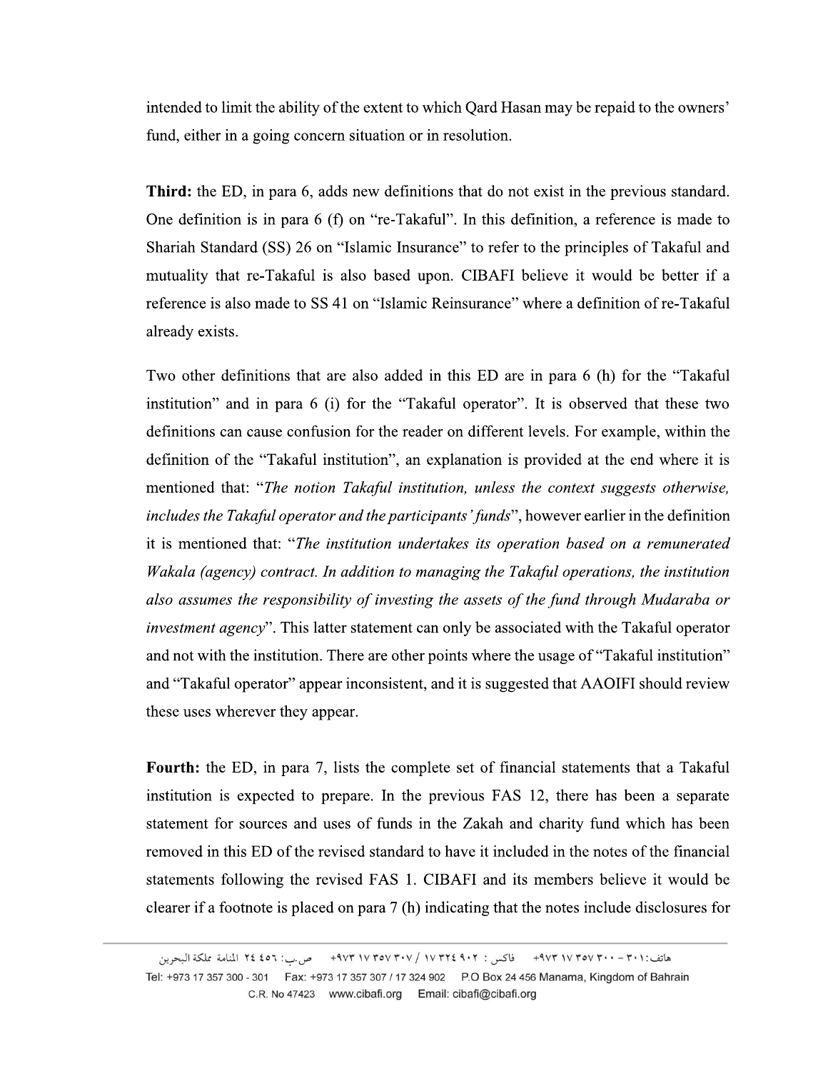intended to limit the ability of the extent to which Qard Hasan may be repaid to the owners' fund, either in a going concern situation or in resolution.

**Third:** the ED, in para 6, adds new definitions that do not exist in the previous standard. One definition is in para 6 (f) on "re-Takaful". In this definition, a reference is made to Shariah Standard (SS) 26 on "Islamic Insurance" to refer to the principles of Takaful and mutuality that re-Takaful is also based upon. CIBAFI believe it would be better if a reference is also made to SS 41 on "Islamic Reinsurance" where a definition of re-Takaful already exists.

Two other definitions that are also added in this ED are in para 6 (h) for the "Takaful institution" and in para 6 (i) for the "Takaful operator". It is observed that these two definitions can cause confusion for the reader on different levels. For example, within the definition of the "Takaful institution", an explanation is provided at the end where it is mentioned that: "*The notion Takaful institution, unless the context suggests otherwise, includes the Takaful operator and the participants' funds*", however earlier in the definition it is mentioned that: "*The institution undertakes its operation based on a remunerated Wakala (agency) contract. In addition to managing the Takaful operations, the institution also assumes the responsibility of investing the assets of the fund through Mudaraba or investment agency*". This latter statement can only be associated with the Takaful operator and not with the institution. There are other points where the usage of "Takaful institution" and "Takaful operator" appear inconsistent, and it is suggested that AAOIFI should review these uses wherever they appear.

**Fourth:** the ED, in para 7, lists the complete set of financial statements that a Takaful institution is expected to prepare. In the previous FAS 12, there has been a separate statement for sources and uses of funds in the Zakah and charity fund which has been removed in this ED of the revised standard to have it included in the notes of the financial statements following the revised FAS 1. CIBAFI and its members believe it would be clearer if a footnote is placed on para 7 (h) indicating that the notes include disclosures for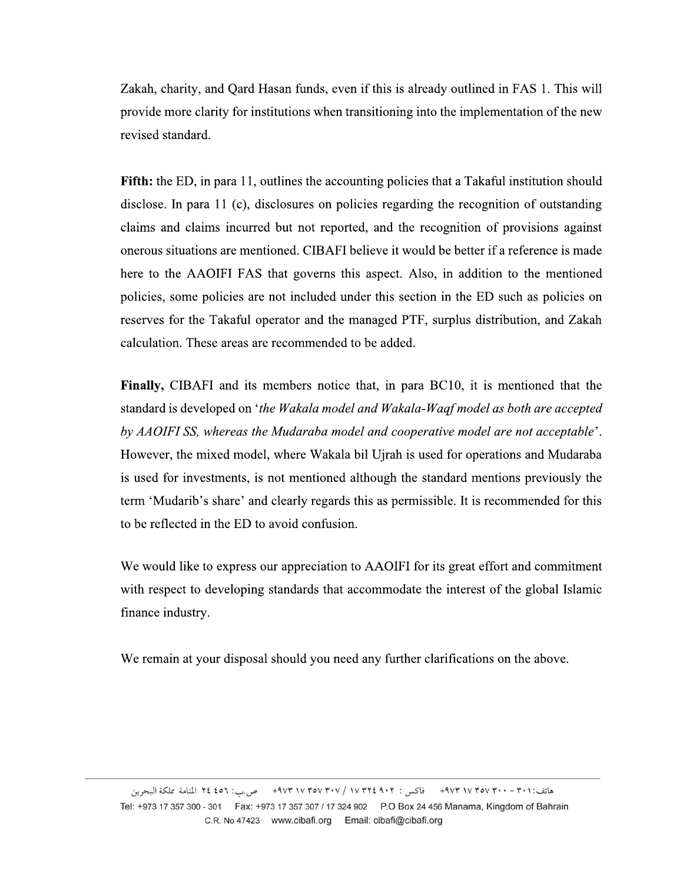Zakah, charity, and Qard Hasan funds, even if this is already outlined in FAS 1. This will provide more clarity for institutions when transitioning into the implementation of the new revised standard.

**Fifth:** the ED, in para 11, outlines the accounting policies that a Takaful institution should disclose. In para 11 (c), disclosures on policies regarding the recognition of outstanding claims and claims incurred but not reported, and the recognition of provisions against onerous situations are mentioned. CIBAFI believe it would be better if a reference is made here to the AAOIFI FAS that governs this aspect. Also, in addition to the mentioned policies, some policies are not included under this section in the ED such as policies on reserves for the Takaful operator and the managed PTF, surplus distribution, and Zakah calculation. These areas are recommended to be added.

**Finally,** CIBAFI and its members notice that, in para BC10, it is mentioned that the standard is developed on '*the Wakala model and Wakala-Waqf model as both are accepted by AAOIFI SS, whereas the Mudaraba model and cooperative model are not acceptable*'. However, the mixed model, where Wakala bil Ujrah is used for operations and Mudaraba is used for investments, is not mentioned although the standard mentions previously the term 'Mudarib's share' and clearly regards this as permissible. It is recommended for this to be reflected in the ED to avoid confusion.

We would like to express our appreciation to AAOIFI for its great effort and commitment with respect to developing standards that accommodate the interest of the global Islamic finance industry.

We remain at your disposal should you need any further clarifications on the above.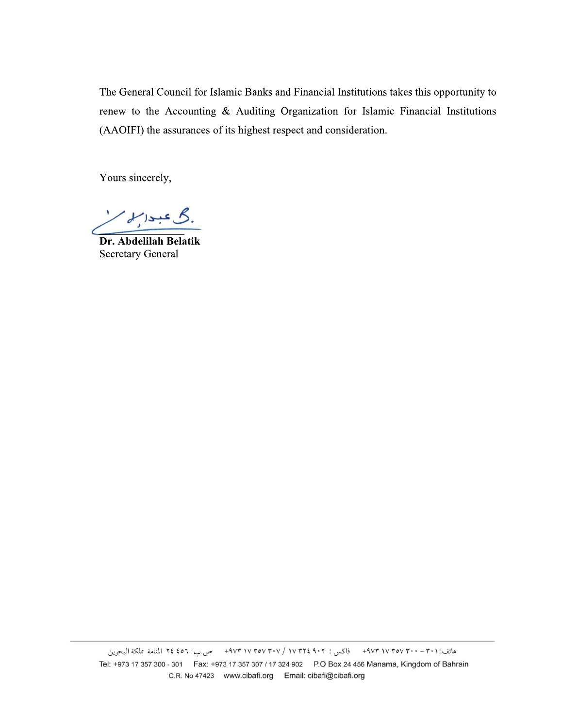The General Council for Islamic Banks and Financial Institutions takes this opportunity to renew to the Accounting & Auditing Organization for Islamic Financial Institutions (AAOIFI) the assurances of its highest respect and consideration.

Yours sincerely,

**Dr. Abdelilah Belatik**
Secretary General